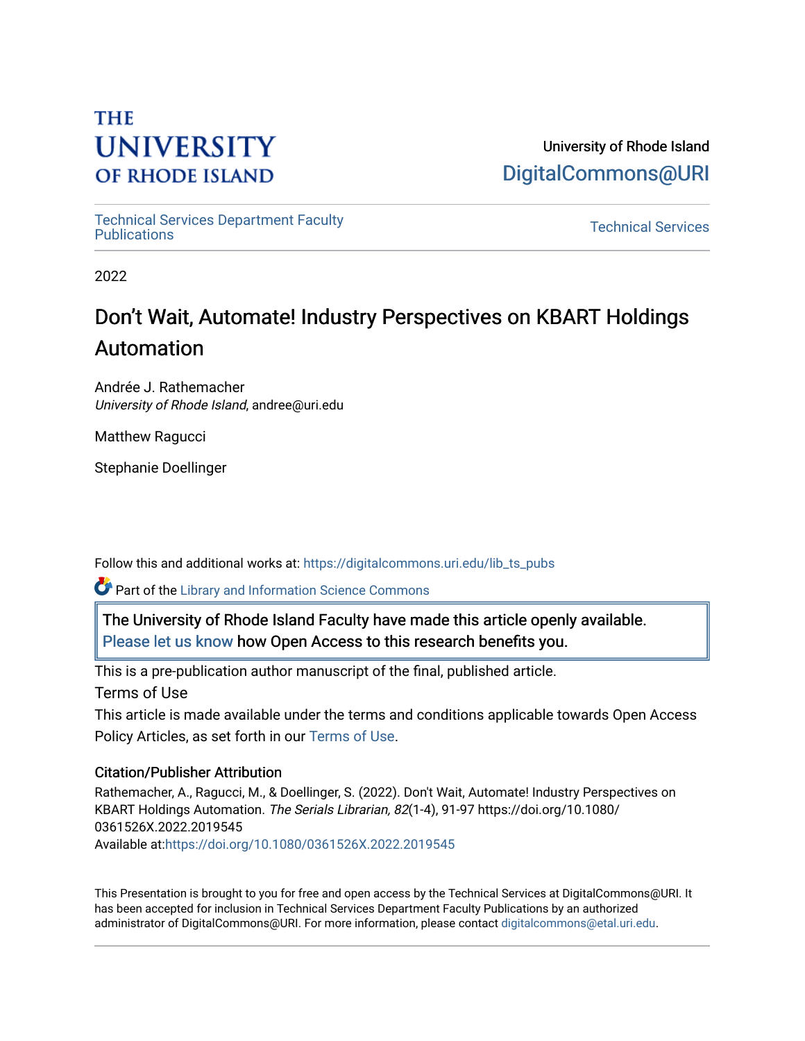THE UNIVERSITY OF RHODE ISLAND

University of Rhode Island
DigitalCommons@URI

Technical Services Department Faculty Publications

Technical Services

2022

# Don't Wait, Automate! Industry Perspectives on KBART Holdings Automation

Andrée J. Rathemacher
*University of Rhode Island*, andree@uri.edu

Matthew Ragucci

Stephanie Doellinger

Follow this and additional works at: https://digitalcommons.uri.edu/lib_ts_pubs

Part of the Library and Information Science Commons

The University of Rhode Island Faculty have made this article openly available. Please let us know how Open Access to this research benefits you.

This is a pre-publication author manuscript of the final, published article.

Terms of Use

This article is made available under the terms and conditions applicable towards Open Access Policy Articles, as set forth in our Terms of Use.

### Citation/Publisher Attribution

Rathemacher, A., Ragucci, M., & Doellinger, S. (2022). Don't Wait, Automate! Industry Perspectives on KBART Holdings Automation. *The Serials Librarian, 82*(1-4), 91-97 https://doi.org/10.1080/0361526X.2022.2019545
Available at:https://doi.org/10.1080/0361526X.2022.2019545

This Presentation is brought to you for free and open access by the Technical Services at DigitalCommons@URI. It has been accepted for inclusion in Technical Services Department Faculty Publications by an authorized administrator of DigitalCommons@URI. For more information, please contact digitalcommons@etal.uri.edu.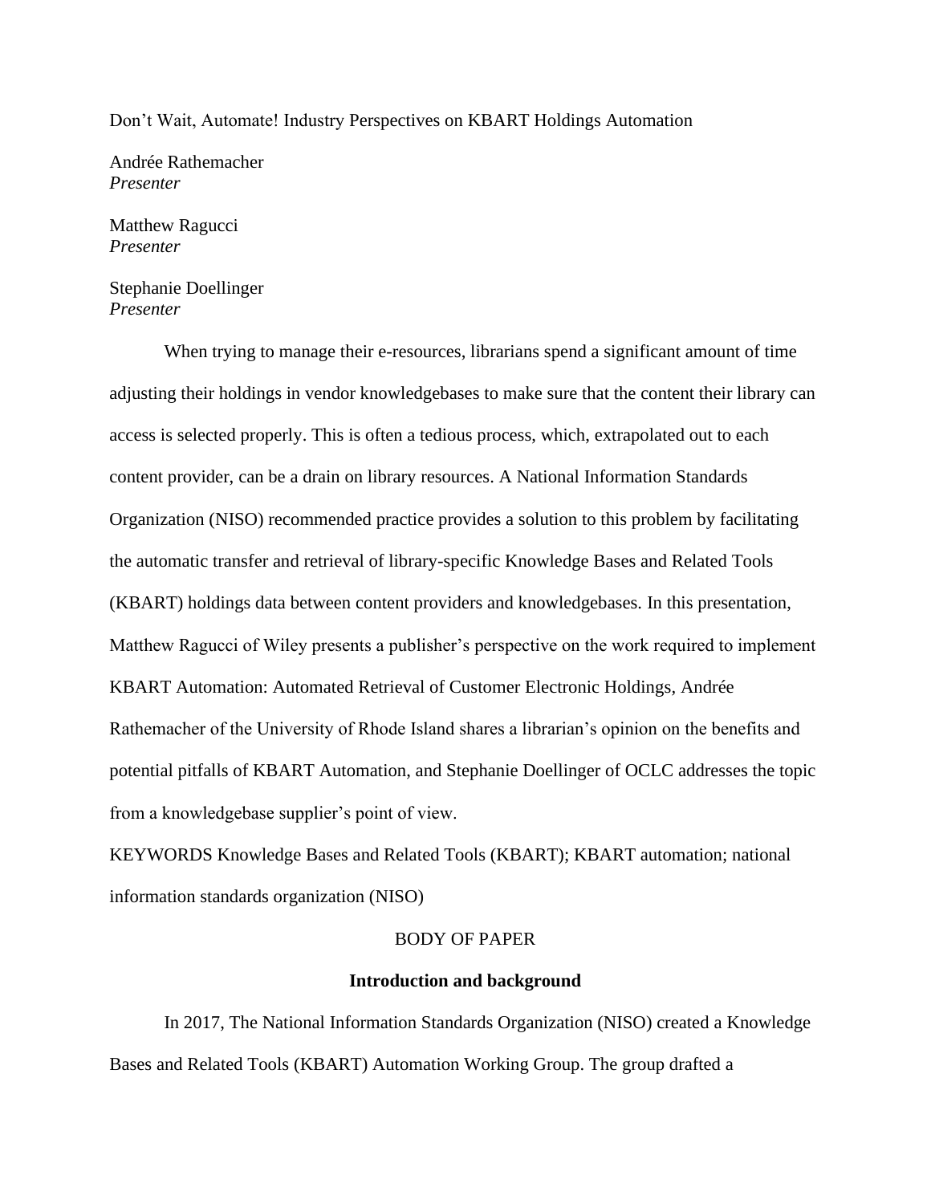Don't Wait, Automate! Industry Perspectives on KBART Holdings Automation

Andrée Rathemacher
*Presenter*

Matthew Ragucci
*Presenter*

Stephanie Doellinger
*Presenter*

When trying to manage their e-resources, librarians spend a significant amount of time adjusting their holdings in vendor knowledgebases to make sure that the content their library can access is selected properly. This is often a tedious process, which, extrapolated out to each content provider, can be a drain on library resources. A National Information Standards Organization (NISO) recommended practice provides a solution to this problem by facilitating the automatic transfer and retrieval of library-specific Knowledge Bases and Related Tools (KBART) holdings data between content providers and knowledgebases. In this presentation, Matthew Ragucci of Wiley presents a publisher's perspective on the work required to implement KBART Automation: Automated Retrieval of Customer Electronic Holdings, Andrée Rathemacher of the University of Rhode Island shares a librarian's opinion on the benefits and potential pitfalls of KBART Automation, and Stephanie Doellinger of OCLC addresses the topic from a knowledgebase supplier's point of view.

KEYWORDS Knowledge Bases and Related Tools (KBART); KBART automation; national information standards organization (NISO)

BODY OF PAPER

## Introduction and background

In 2017, The National Information Standards Organization (NISO) created a Knowledge Bases and Related Tools (KBART) Automation Working Group. The group drafted a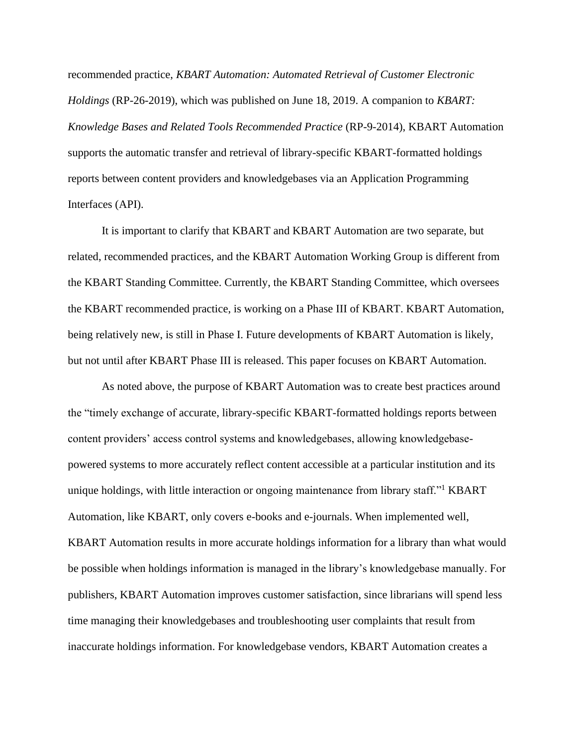recommended practice, *KBART Automation: Automated Retrieval of Customer Electronic Holdings* (RP-26-2019), which was published on June 18, 2019. A companion to *KBART: Knowledge Bases and Related Tools Recommended Practice* (RP-9-2014), KBART Automation supports the automatic transfer and retrieval of library-specific KBART-formatted holdings reports between content providers and knowledgebases via an Application Programming Interfaces (API).

It is important to clarify that KBART and KBART Automation are two separate, but related, recommended practices, and the KBART Automation Working Group is different from the KBART Standing Committee. Currently, the KBART Standing Committee, which oversees the KBART recommended practice, is working on a Phase III of KBART. KBART Automation, being relatively new, is still in Phase I. Future developments of KBART Automation is likely, but not until after KBART Phase III is released. This paper focuses on KBART Automation.

As noted above, the purpose of KBART Automation was to create best practices around the "timely exchange of accurate, library-specific KBART-formatted holdings reports between content providers' access control systems and knowledgebases, allowing knowledgebase-powered systems to more accurately reflect content accessible at a particular institution and its unique holdings, with little interaction or ongoing maintenance from library staff."[1] KBART Automation, like KBART, only covers e-books and e-journals. When implemented well, KBART Automation results in more accurate holdings information for a library than what would be possible when holdings information is managed in the library's knowledgebase manually. For publishers, KBART Automation improves customer satisfaction, since librarians will spend less time managing their knowledgebases and troubleshooting user complaints that result from inaccurate holdings information. For knowledgebase vendors, KBART Automation creates a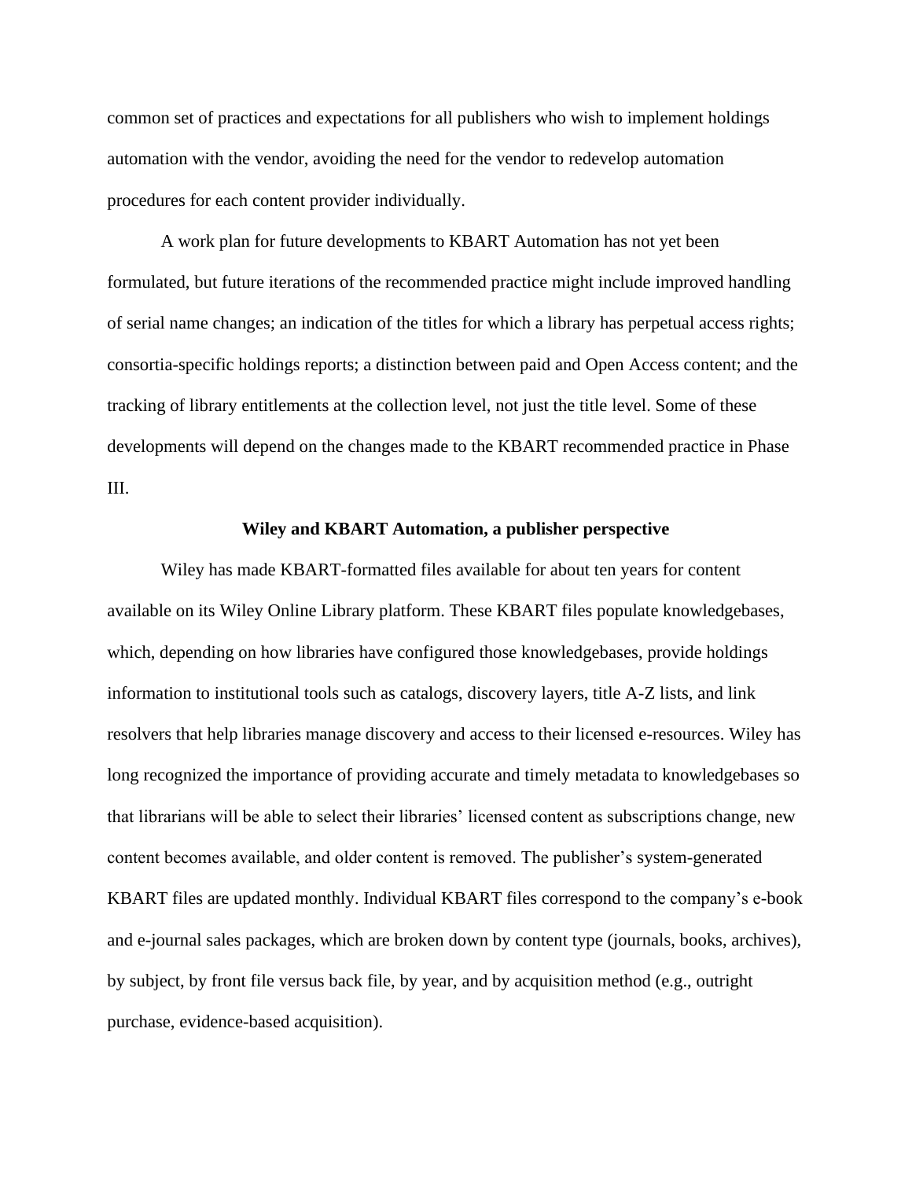common set of practices and expectations for all publishers who wish to implement holdings automation with the vendor, avoiding the need for the vendor to redevelop automation procedures for each content provider individually.

A work plan for future developments to KBART Automation has not yet been formulated, but future iterations of the recommended practice might include improved handling of serial name changes; an indication of the titles for which a library has perpetual access rights; consortia-specific holdings reports; a distinction between paid and Open Access content; and the tracking of library entitlements at the collection level, not just the title level. Some of these developments will depend on the changes made to the KBART recommended practice in Phase III.

## Wiley and KBART Automation, a publisher perspective

Wiley has made KBART-formatted files available for about ten years for content available on its Wiley Online Library platform. These KBART files populate knowledgebases, which, depending on how libraries have configured those knowledgebases, provide holdings information to institutional tools such as catalogs, discovery layers, title A-Z lists, and link resolvers that help libraries manage discovery and access to their licensed e-resources. Wiley has long recognized the importance of providing accurate and timely metadata to knowledgebases so that librarians will be able to select their libraries' licensed content as subscriptions change, new content becomes available, and older content is removed. The publisher's system-generated KBART files are updated monthly. Individual KBART files correspond to the company's e-book and e-journal sales packages, which are broken down by content type (journals, books, archives), by subject, by front file versus back file, by year, and by acquisition method (e.g., outright purchase, evidence-based acquisition).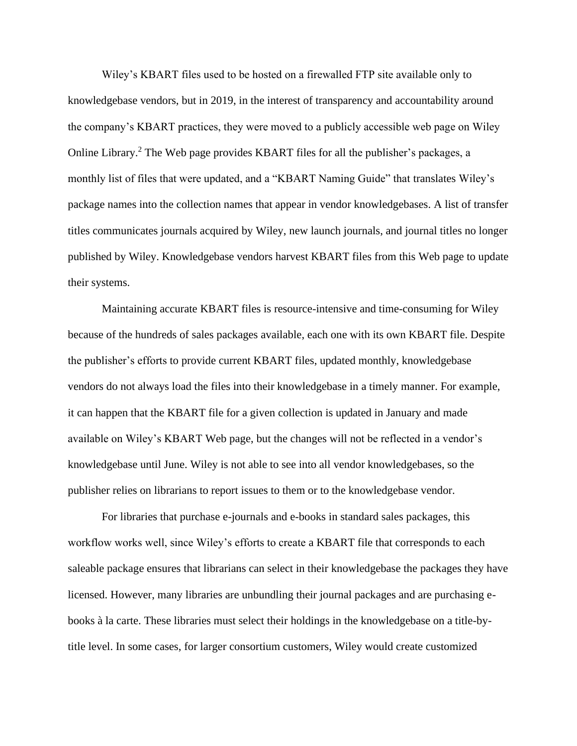Wiley's KBART files used to be hosted on a firewalled FTP site available only to knowledgebase vendors, but in 2019, in the interest of transparency and accountability around the company's KBART practices, they were moved to a publicly accessible web page on Wiley Online Library.[2] The Web page provides KBART files for all the publisher's packages, a monthly list of files that were updated, and a "KBART Naming Guide" that translates Wiley's package names into the collection names that appear in vendor knowledgebases. A list of transfer titles communicates journals acquired by Wiley, new launch journals, and journal titles no longer published by Wiley. Knowledgebase vendors harvest KBART files from this Web page to update their systems.

Maintaining accurate KBART files is resource-intensive and time-consuming for Wiley because of the hundreds of sales packages available, each one with its own KBART file. Despite the publisher's efforts to provide current KBART files, updated monthly, knowledgebase vendors do not always load the files into their knowledgebase in a timely manner. For example, it can happen that the KBART file for a given collection is updated in January and made available on Wiley's KBART Web page, but the changes will not be reflected in a vendor's knowledgebase until June. Wiley is not able to see into all vendor knowledgebases, so the publisher relies on librarians to report issues to them or to the knowledgebase vendor.

For libraries that purchase e-journals and e-books in standard sales packages, this workflow works well, since Wiley's efforts to create a KBART file that corresponds to each saleable package ensures that librarians can select in their knowledgebase the packages they have licensed. However, many libraries are unbundling their journal packages and are purchasing e-books à la carte. These libraries must select their holdings in the knowledgebase on a title-by-title level. In some cases, for larger consortium customers, Wiley would create customized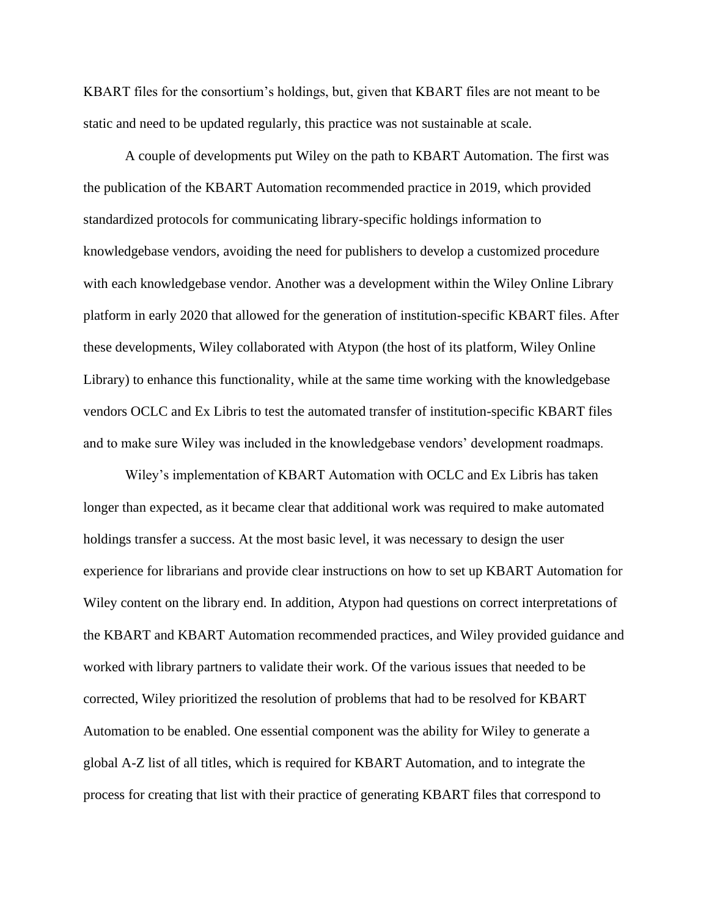KBART files for the consortium's holdings, but, given that KBART files are not meant to be static and need to be updated regularly, this practice was not sustainable at scale.

A couple of developments put Wiley on the path to KBART Automation. The first was the publication of the KBART Automation recommended practice in 2019, which provided standardized protocols for communicating library-specific holdings information to knowledgebase vendors, avoiding the need for publishers to develop a customized procedure with each knowledgebase vendor. Another was a development within the Wiley Online Library platform in early 2020 that allowed for the generation of institution-specific KBART files. After these developments, Wiley collaborated with Atypon (the host of its platform, Wiley Online Library) to enhance this functionality, while at the same time working with the knowledgebase vendors OCLC and Ex Libris to test the automated transfer of institution-specific KBART files and to make sure Wiley was included in the knowledgebase vendors' development roadmaps.

Wiley's implementation of KBART Automation with OCLC and Ex Libris has taken longer than expected, as it became clear that additional work was required to make automated holdings transfer a success. At the most basic level, it was necessary to design the user experience for librarians and provide clear instructions on how to set up KBART Automation for Wiley content on the library end. In addition, Atypon had questions on correct interpretations of the KBART and KBART Automation recommended practices, and Wiley provided guidance and worked with library partners to validate their work. Of the various issues that needed to be corrected, Wiley prioritized the resolution of problems that had to be resolved for KBART Automation to be enabled. One essential component was the ability for Wiley to generate a global A-Z list of all titles, which is required for KBART Automation, and to integrate the process for creating that list with their practice of generating KBART files that correspond to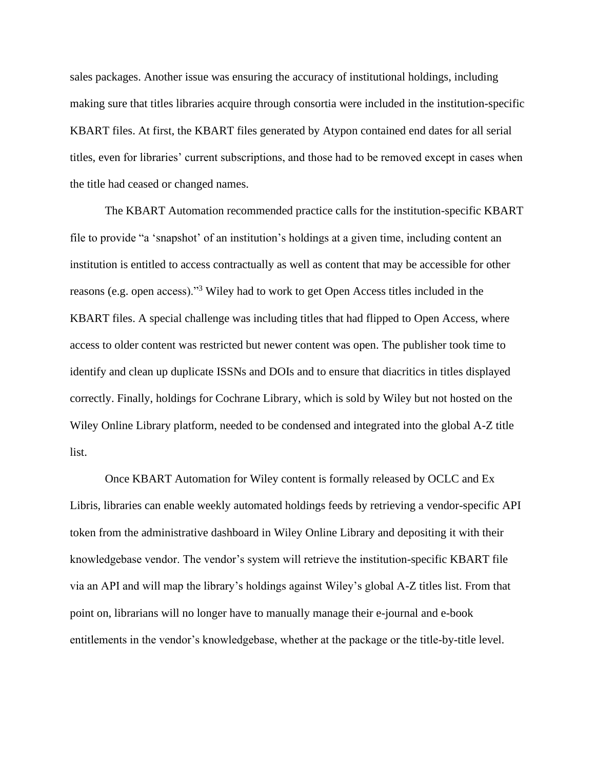sales packages. Another issue was ensuring the accuracy of institutional holdings, including making sure that titles libraries acquire through consortia were included in the institution-specific KBART files. At first, the KBART files generated by Atypon contained end dates for all serial titles, even for libraries' current subscriptions, and those had to be removed except in cases when the title had ceased or changed names.

The KBART Automation recommended practice calls for the institution-specific KBART file to provide "a 'snapshot' of an institution's holdings at a given time, including content an institution is entitled to access contractually as well as content that may be accessible for other reasons (e.g. open access)."[3] Wiley had to work to get Open Access titles included in the KBART files. A special challenge was including titles that had flipped to Open Access, where access to older content was restricted but newer content was open. The publisher took time to identify and clean up duplicate ISSNs and DOIs and to ensure that diacritics in titles displayed correctly. Finally, holdings for Cochrane Library, which is sold by Wiley but not hosted on the Wiley Online Library platform, needed to be condensed and integrated into the global A-Z title list.

Once KBART Automation for Wiley content is formally released by OCLC and Ex Libris, libraries can enable weekly automated holdings feeds by retrieving a vendor-specific API token from the administrative dashboard in Wiley Online Library and depositing it with their knowledgebase vendor. The vendor's system will retrieve the institution-specific KBART file via an API and will map the library's holdings against Wiley's global A-Z titles list. From that point on, librarians will no longer have to manually manage their e-journal and e-book entitlements in the vendor's knowledgebase, whether at the package or the title-by-title level.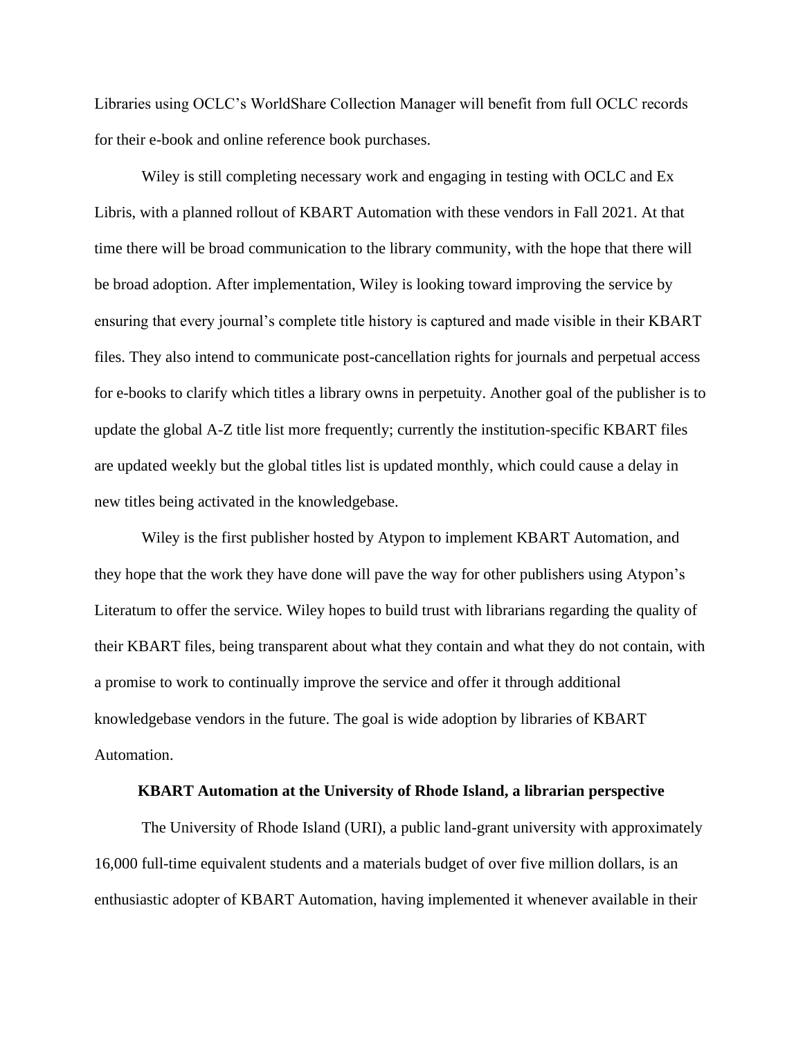Libraries using OCLC's WorldShare Collection Manager will benefit from full OCLC records for their e-book and online reference book purchases.

Wiley is still completing necessary work and engaging in testing with OCLC and Ex Libris, with a planned rollout of KBART Automation with these vendors in Fall 2021. At that time there will be broad communication to the library community, with the hope that there will be broad adoption. After implementation, Wiley is looking toward improving the service by ensuring that every journal's complete title history is captured and made visible in their KBART files. They also intend to communicate post-cancellation rights for journals and perpetual access for e-books to clarify which titles a library owns in perpetuity. Another goal of the publisher is to update the global A-Z title list more frequently; currently the institution-specific KBART files are updated weekly but the global titles list is updated monthly, which could cause a delay in new titles being activated in the knowledgebase.

Wiley is the first publisher hosted by Atypon to implement KBART Automation, and they hope that the work they have done will pave the way for other publishers using Atypon's Literatum to offer the service. Wiley hopes to build trust with librarians regarding the quality of their KBART files, being transparent about what they contain and what they do not contain, with a promise to work to continually improve the service and offer it through additional knowledgebase vendors in the future. The goal is wide adoption by libraries of KBART Automation.

## KBART Automation at the University of Rhode Island, a librarian perspective

The University of Rhode Island (URI), a public land-grant university with approximately 16,000 full-time equivalent students and a materials budget of over five million dollars, is an enthusiastic adopter of KBART Automation, having implemented it whenever available in their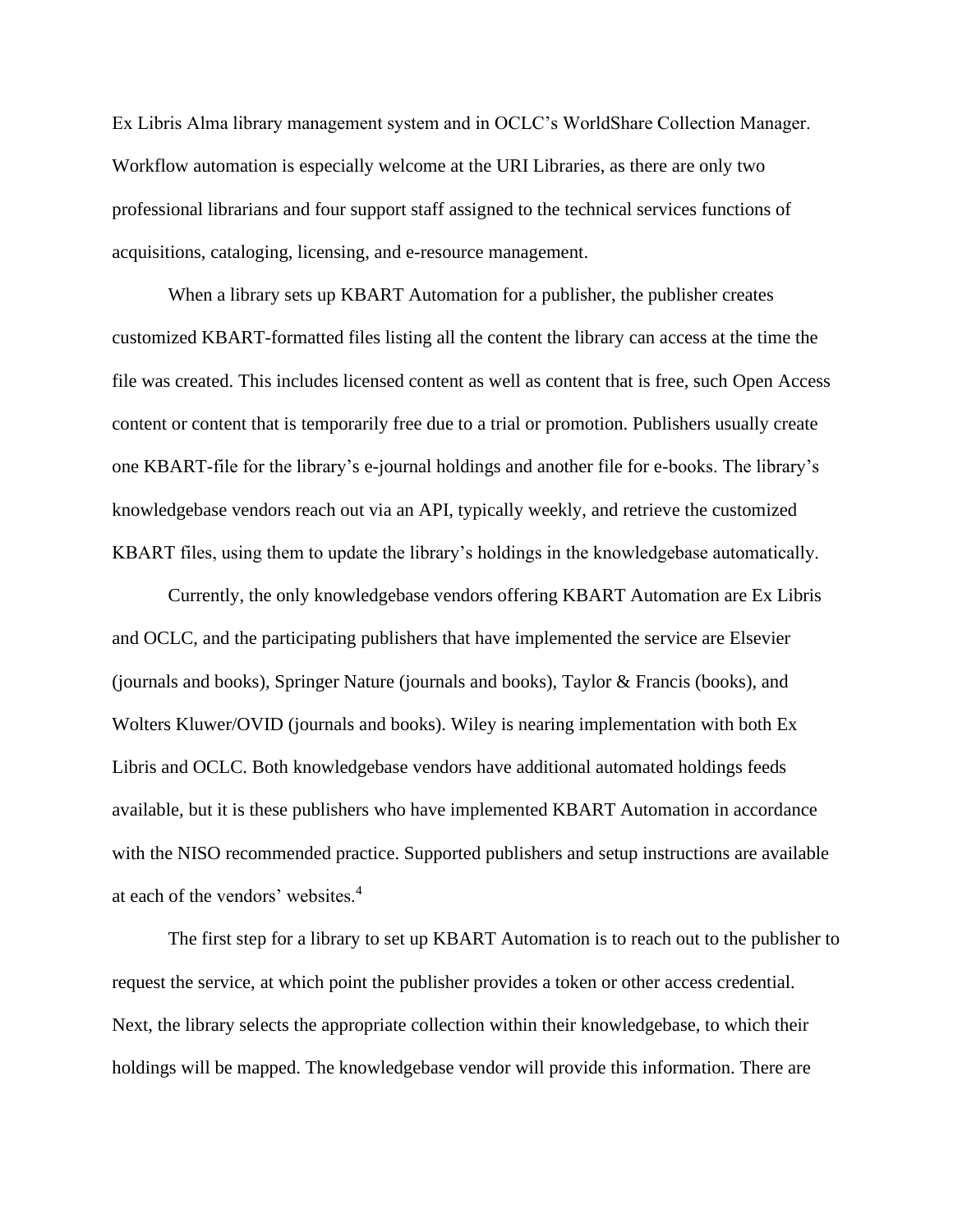Ex Libris Alma library management system and in OCLC's WorldShare Collection Manager. Workflow automation is especially welcome at the URI Libraries, as there are only two professional librarians and four support staff assigned to the technical services functions of acquisitions, cataloging, licensing, and e-resource management.

When a library sets up KBART Automation for a publisher, the publisher creates customized KBART-formatted files listing all the content the library can access at the time the file was created. This includes licensed content as well as content that is free, such Open Access content or content that is temporarily free due to a trial or promotion. Publishers usually create one KBART-file for the library's e-journal holdings and another file for e-books. The library's knowledgebase vendors reach out via an API, typically weekly, and retrieve the customized KBART files, using them to update the library's holdings in the knowledgebase automatically.

Currently, the only knowledgebase vendors offering KBART Automation are Ex Libris and OCLC, and the participating publishers that have implemented the service are Elsevier (journals and books), Springer Nature (journals and books), Taylor & Francis (books), and Wolters Kluwer/OVID (journals and books). Wiley is nearing implementation with both Ex Libris and OCLC. Both knowledgebase vendors have additional automated holdings feeds available, but it is these publishers who have implemented KBART Automation in accordance with the NISO recommended practice. Supported publishers and setup instructions are available at each of the vendors' websites.[4]

The first step for a library to set up KBART Automation is to reach out to the publisher to request the service, at which point the publisher provides a token or other access credential. Next, the library selects the appropriate collection within their knowledgebase, to which their holdings will be mapped. The knowledgebase vendor will provide this information. There are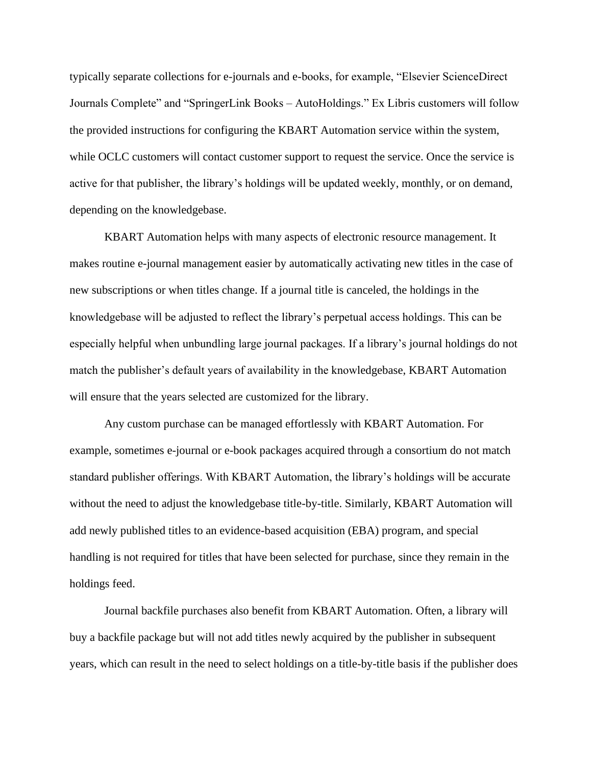typically separate collections for e-journals and e-books, for example, "Elsevier ScienceDirect Journals Complete" and "SpringerLink Books – AutoHoldings." Ex Libris customers will follow the provided instructions for configuring the KBART Automation service within the system, while OCLC customers will contact customer support to request the service. Once the service is active for that publisher, the library's holdings will be updated weekly, monthly, or on demand, depending on the knowledgebase.

KBART Automation helps with many aspects of electronic resource management. It makes routine e-journal management easier by automatically activating new titles in the case of new subscriptions or when titles change. If a journal title is canceled, the holdings in the knowledgebase will be adjusted to reflect the library's perpetual access holdings. This can be especially helpful when unbundling large journal packages. If a library's journal holdings do not match the publisher's default years of availability in the knowledgebase, KBART Automation will ensure that the years selected are customized for the library.

Any custom purchase can be managed effortlessly with KBART Automation. For example, sometimes e-journal or e-book packages acquired through a consortium do not match standard publisher offerings. With KBART Automation, the library's holdings will be accurate without the need to adjust the knowledgebase title-by-title. Similarly, KBART Automation will add newly published titles to an evidence-based acquisition (EBA) program, and special handling is not required for titles that have been selected for purchase, since they remain in the holdings feed.

Journal backfile purchases also benefit from KBART Automation. Often, a library will buy a backfile package but will not add titles newly acquired by the publisher in subsequent years, which can result in the need to select holdings on a title-by-title basis if the publisher does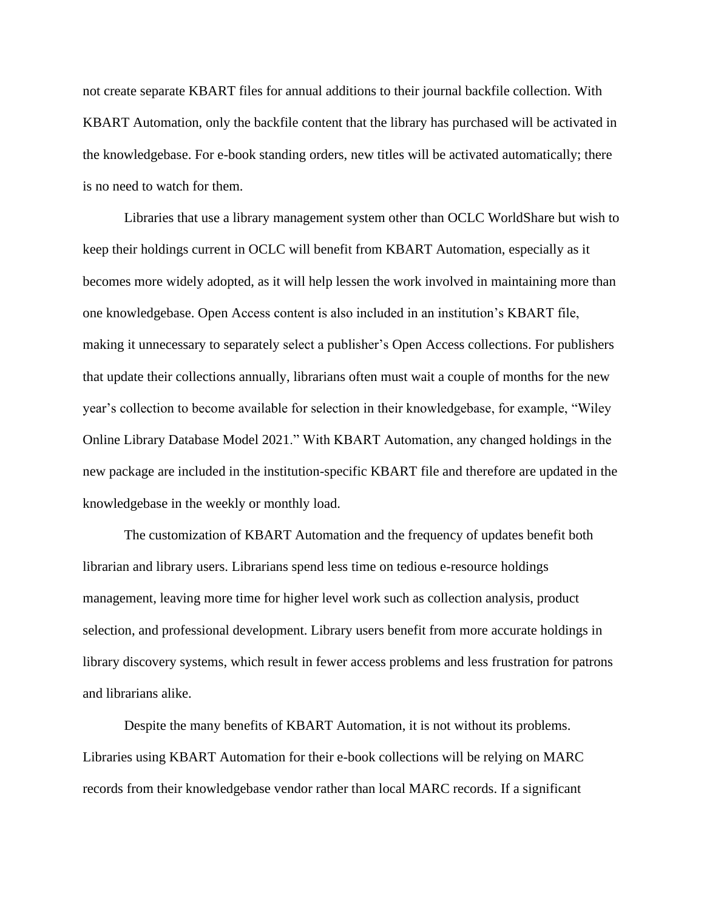not create separate KBART files for annual additions to their journal backfile collection. With KBART Automation, only the backfile content that the library has purchased will be activated in the knowledgebase. For e-book standing orders, new titles will be activated automatically; there is no need to watch for them.

Libraries that use a library management system other than OCLC WorldShare but wish to keep their holdings current in OCLC will benefit from KBART Automation, especially as it becomes more widely adopted, as it will help lessen the work involved in maintaining more than one knowledgebase. Open Access content is also included in an institution's KBART file, making it unnecessary to separately select a publisher's Open Access collections. For publishers that update their collections annually, librarians often must wait a couple of months for the new year's collection to become available for selection in their knowledgebase, for example, "Wiley Online Library Database Model 2021." With KBART Automation, any changed holdings in the new package are included in the institution-specific KBART file and therefore are updated in the knowledgebase in the weekly or monthly load.

The customization of KBART Automation and the frequency of updates benefit both librarian and library users. Librarians spend less time on tedious e-resource holdings management, leaving more time for higher level work such as collection analysis, product selection, and professional development. Library users benefit from more accurate holdings in library discovery systems, which result in fewer access problems and less frustration for patrons and librarians alike.

Despite the many benefits of KBART Automation, it is not without its problems. Libraries using KBART Automation for their e-book collections will be relying on MARC records from their knowledgebase vendor rather than local MARC records. If a significant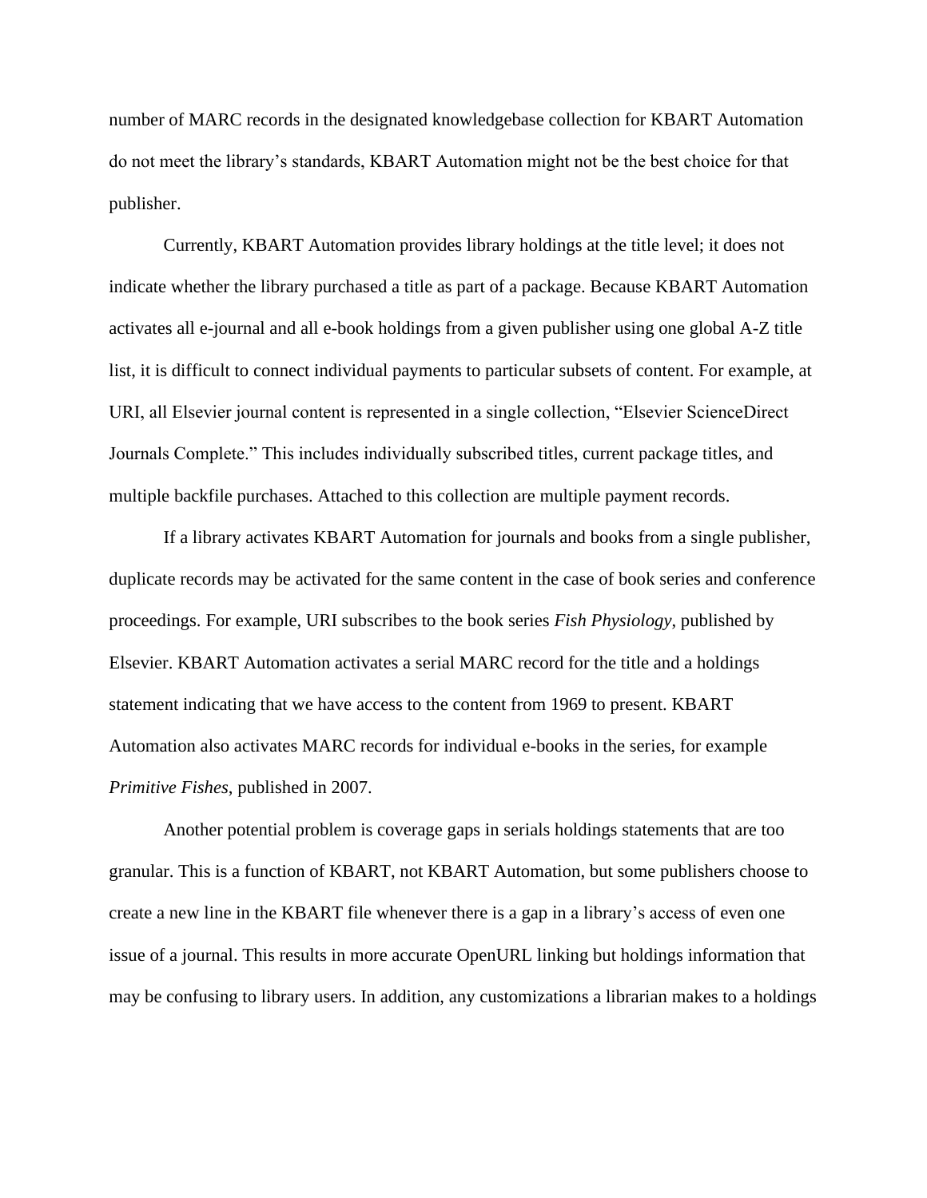number of MARC records in the designated knowledgebase collection for KBART Automation do not meet the library's standards, KBART Automation might not be the best choice for that publisher.

Currently, KBART Automation provides library holdings at the title level; it does not indicate whether the library purchased a title as part of a package. Because KBART Automation activates all e-journal and all e-book holdings from a given publisher using one global A-Z title list, it is difficult to connect individual payments to particular subsets of content. For example, at URI, all Elsevier journal content is represented in a single collection, "Elsevier ScienceDirect Journals Complete." This includes individually subscribed titles, current package titles, and multiple backfile purchases. Attached to this collection are multiple payment records.

If a library activates KBART Automation for journals and books from a single publisher, duplicate records may be activated for the same content in the case of book series and conference proceedings. For example, URI subscribes to the book series *Fish Physiology*, published by Elsevier. KBART Automation activates a serial MARC record for the title and a holdings statement indicating that we have access to the content from 1969 to present. KBART Automation also activates MARC records for individual e-books in the series, for example *Primitive Fishes*, published in 2007.

Another potential problem is coverage gaps in serials holdings statements that are too granular. This is a function of KBART, not KBART Automation, but some publishers choose to create a new line in the KBART file whenever there is a gap in a library's access of even one issue of a journal. This results in more accurate OpenURL linking but holdings information that may be confusing to library users. In addition, any customizations a librarian makes to a holdings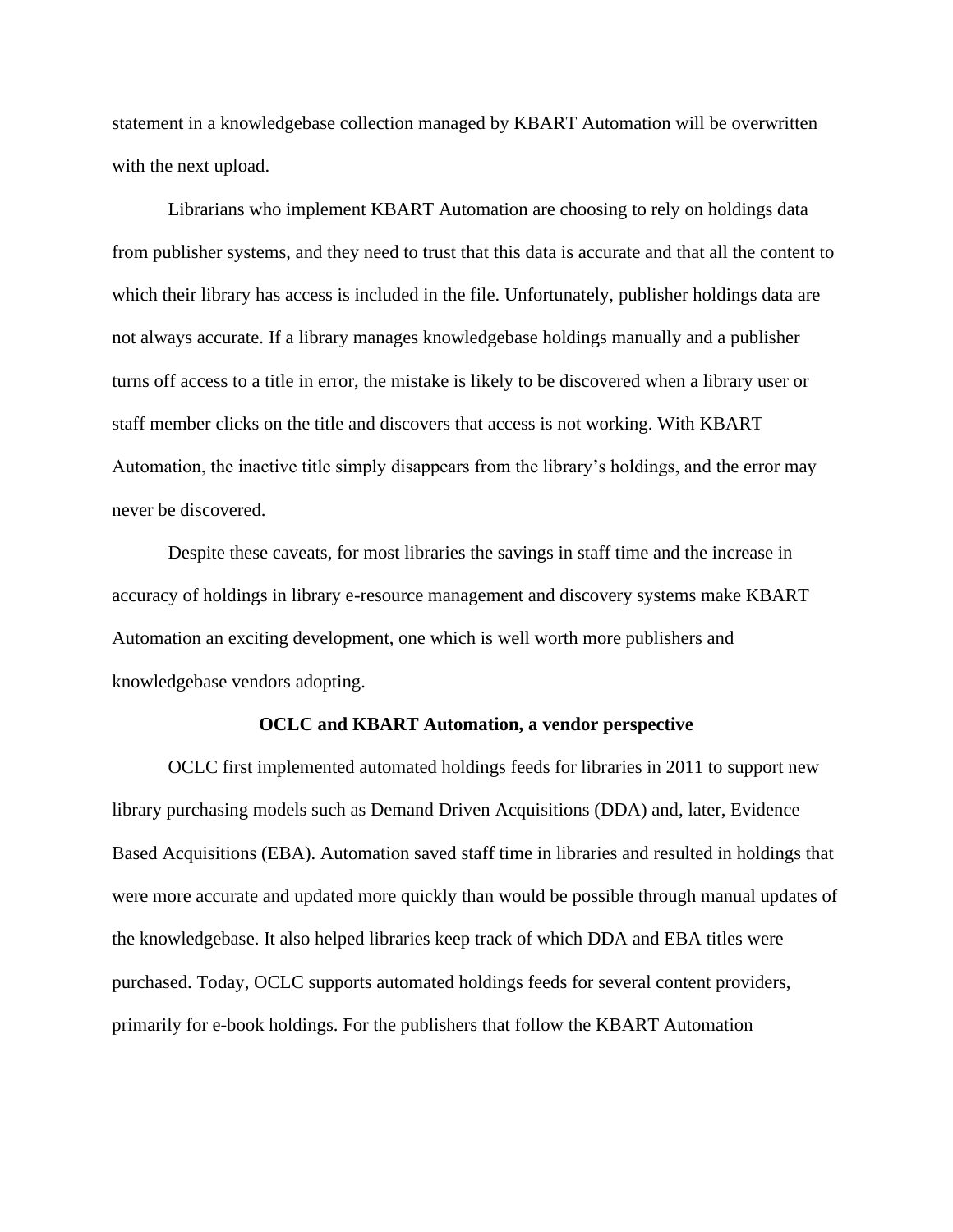statement in a knowledgebase collection managed by KBART Automation will be overwritten with the next upload.

Librarians who implement KBART Automation are choosing to rely on holdings data from publisher systems, and they need to trust that this data is accurate and that all the content to which their library has access is included in the file. Unfortunately, publisher holdings data are not always accurate. If a library manages knowledgebase holdings manually and a publisher turns off access to a title in error, the mistake is likely to be discovered when a library user or staff member clicks on the title and discovers that access is not working. With KBART Automation, the inactive title simply disappears from the library's holdings, and the error may never be discovered.

Despite these caveats, for most libraries the savings in staff time and the increase in accuracy of holdings in library e-resource management and discovery systems make KBART Automation an exciting development, one which is well worth more publishers and knowledgebase vendors adopting.

## OCLC and KBART Automation, a vendor perspective

OCLC first implemented automated holdings feeds for libraries in 2011 to support new library purchasing models such as Demand Driven Acquisitions (DDA) and, later, Evidence Based Acquisitions (EBA). Automation saved staff time in libraries and resulted in holdings that were more accurate and updated more quickly than would be possible through manual updates of the knowledgebase. It also helped libraries keep track of which DDA and EBA titles were purchased. Today, OCLC supports automated holdings feeds for several content providers, primarily for e-book holdings. For the publishers that follow the KBART Automation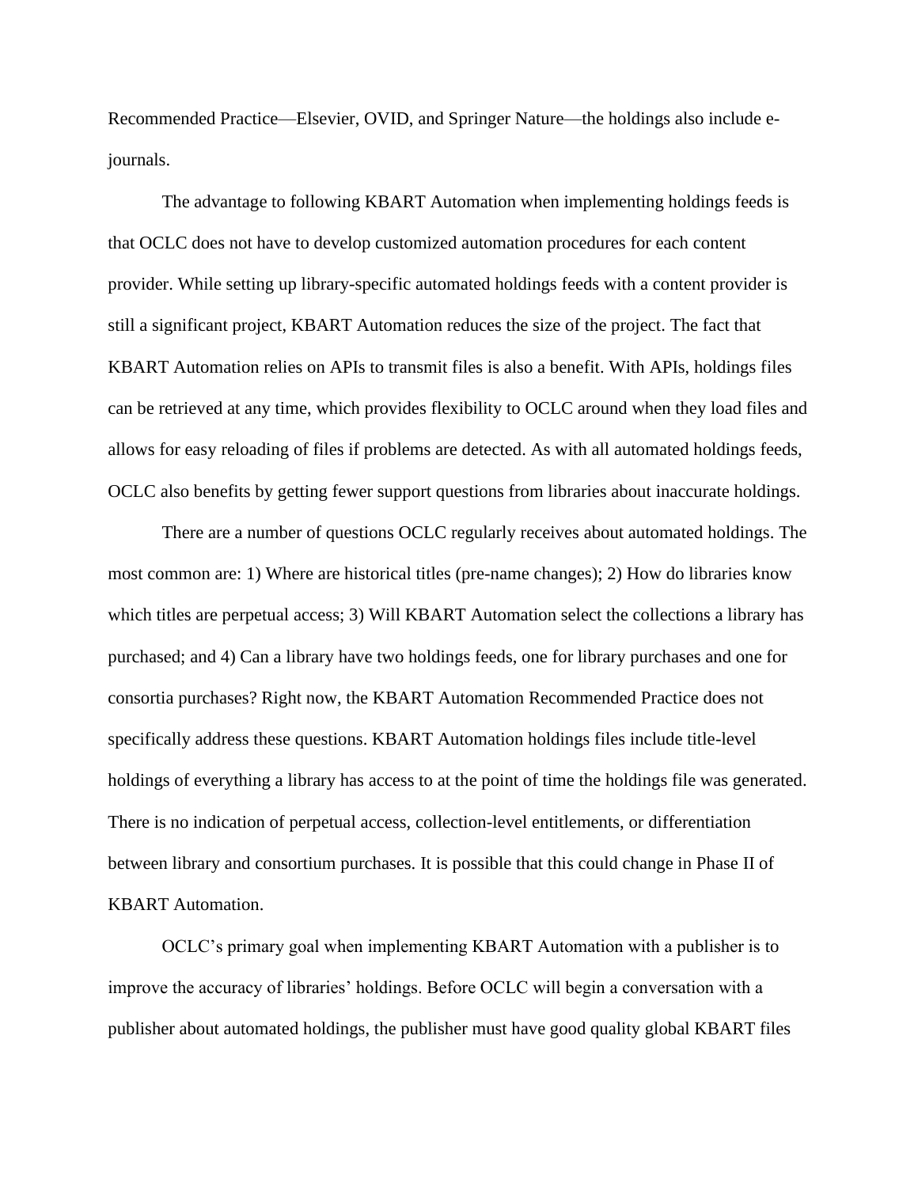Recommended Practice—Elsevier, OVID, and Springer Nature—the holdings also include e-journals.

The advantage to following KBART Automation when implementing holdings feeds is that OCLC does not have to develop customized automation procedures for each content provider. While setting up library-specific automated holdings feeds with a content provider is still a significant project, KBART Automation reduces the size of the project. The fact that KBART Automation relies on APIs to transmit files is also a benefit. With APIs, holdings files can be retrieved at any time, which provides flexibility to OCLC around when they load files and allows for easy reloading of files if problems are detected. As with all automated holdings feeds, OCLC also benefits by getting fewer support questions from libraries about inaccurate holdings.

There are a number of questions OCLC regularly receives about automated holdings. The most common are: 1) Where are historical titles (pre-name changes); 2) How do libraries know which titles are perpetual access; 3) Will KBART Automation select the collections a library has purchased; and 4) Can a library have two holdings feeds, one for library purchases and one for consortia purchases? Right now, the KBART Automation Recommended Practice does not specifically address these questions. KBART Automation holdings files include title-level holdings of everything a library has access to at the point of time the holdings file was generated. There is no indication of perpetual access, collection-level entitlements, or differentiation between library and consortium purchases. It is possible that this could change in Phase II of KBART Automation.

OCLC's primary goal when implementing KBART Automation with a publisher is to improve the accuracy of libraries' holdings. Before OCLC will begin a conversation with a publisher about automated holdings, the publisher must have good quality global KBART files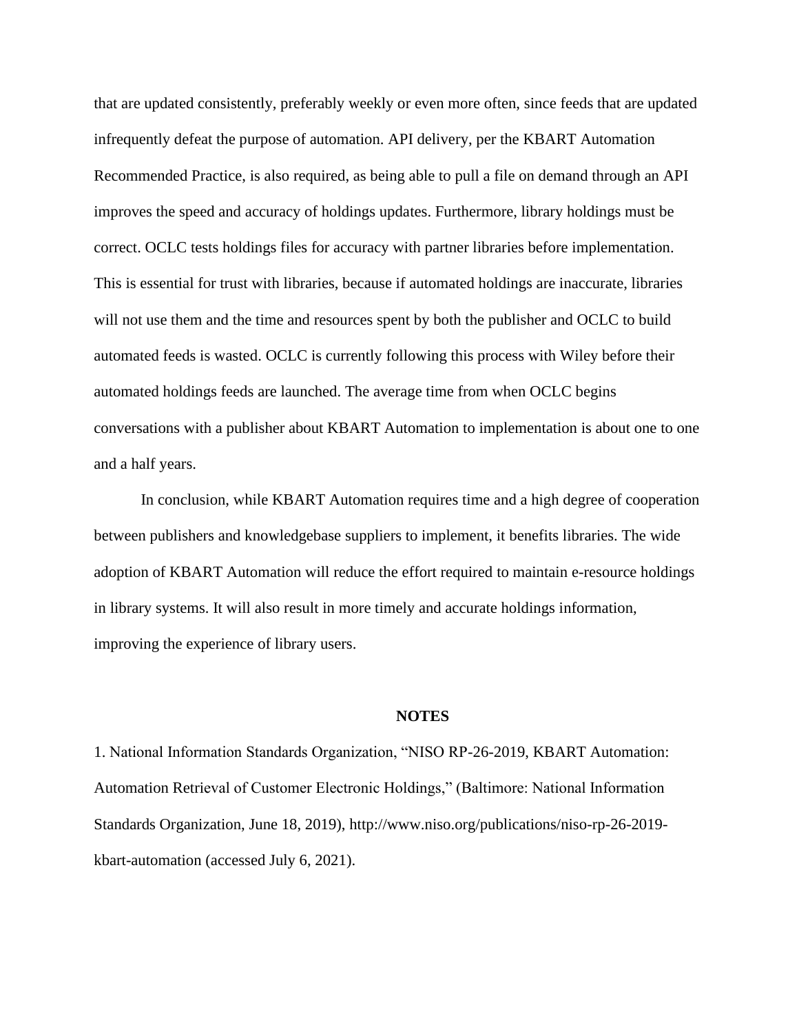that are updated consistently, preferably weekly or even more often, since feeds that are updated infrequently defeat the purpose of automation. API delivery, per the KBART Automation Recommended Practice, is also required, as being able to pull a file on demand through an API improves the speed and accuracy of holdings updates. Furthermore, library holdings must be correct. OCLC tests holdings files for accuracy with partner libraries before implementation. This is essential for trust with libraries, because if automated holdings are inaccurate, libraries will not use them and the time and resources spent by both the publisher and OCLC to build automated feeds is wasted. OCLC is currently following this process with Wiley before their automated holdings feeds are launched. The average time from when OCLC begins conversations with a publisher about KBART Automation to implementation is about one to one and a half years.

In conclusion, while KBART Automation requires time and a high degree of cooperation between publishers and knowledgebase suppliers to implement, it benefits libraries. The wide adoption of KBART Automation will reduce the effort required to maintain e-resource holdings in library systems. It will also result in more timely and accurate holdings information, improving the experience of library users.

## NOTES

1. National Information Standards Organization, "NISO RP-26-2019, KBART Automation: Automation Retrieval of Customer Electronic Holdings," (Baltimore: National Information Standards Organization, June 18, 2019), http://www.niso.org/publications/niso-rp-26-2019-kbart-automation (accessed July 6, 2021).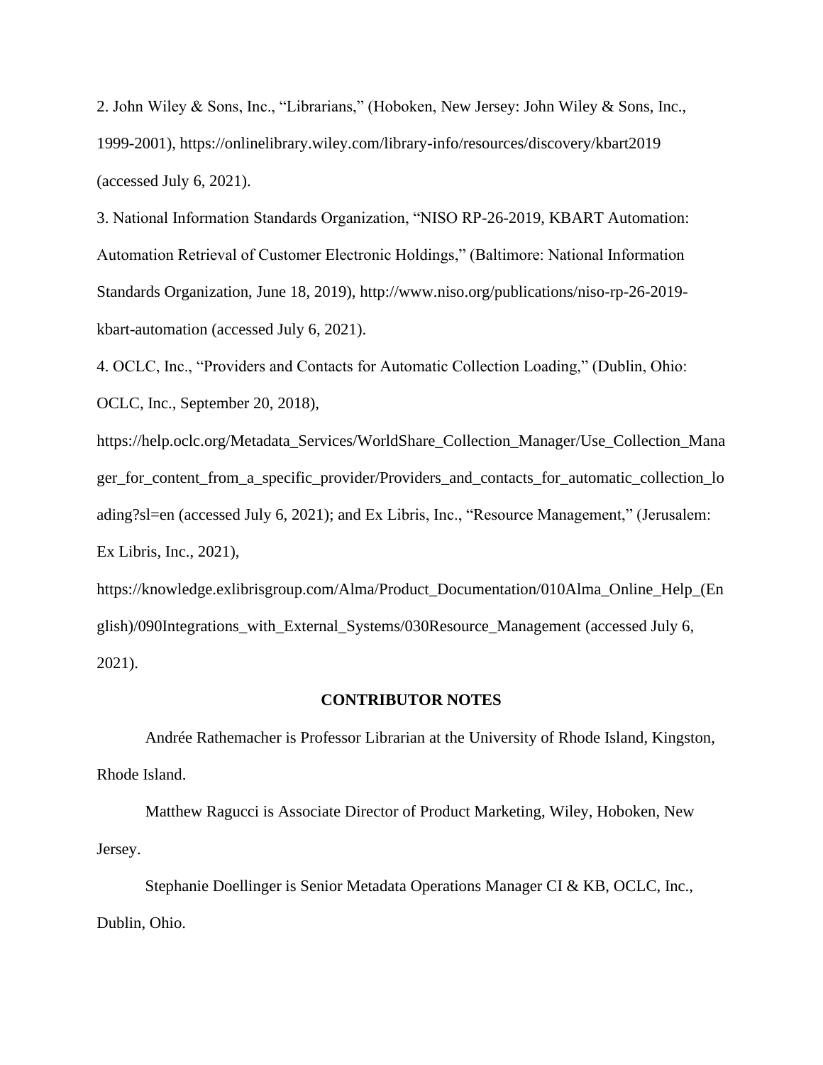2. John Wiley & Sons, Inc., “Librarians,” (Hoboken, New Jersey: John Wiley & Sons, Inc., 1999-2001), https://onlinelibrary.wiley.com/library-info/resources/discovery/kbart2019 (accessed July 6, 2021).

3. National Information Standards Organization, “NISO RP-26-2019, KBART Automation: Automation Retrieval of Customer Electronic Holdings,” (Baltimore: National Information Standards Organization, June 18, 2019), http://www.niso.org/publications/niso-rp-26-2019-kbart-automation (accessed July 6, 2021).

4. OCLC, Inc., “Providers and Contacts for Automatic Collection Loading,” (Dublin, Ohio: OCLC, Inc., September 20, 2018), https://help.oclc.org/Metadata_Services/WorldShare_Collection_Manager/Use_Collection_Manager_for_content_from_a_specific_provider/Providers_and_contacts_for_automatic_collection_loading?sl=en (accessed July 6, 2021); and Ex Libris, Inc., “Resource Management,” (Jerusalem: Ex Libris, Inc., 2021), https://knowledge.exlibrisgroup.com/Alma/Product_Documentation/010Alma_Online_Help_(English)/090Integrations_with_External_Systems/030Resource_Management (accessed July 6, 2021).

## CONTRIBUTOR NOTES

Andrée Rathemacher is Professor Librarian at the University of Rhode Island, Kingston, Rhode Island.

Matthew Ragucci is Associate Director of Product Marketing, Wiley, Hoboken, New Jersey.

Stephanie Doellinger is Senior Metadata Operations Manager CI & KB, OCLC, Inc., Dublin, Ohio.